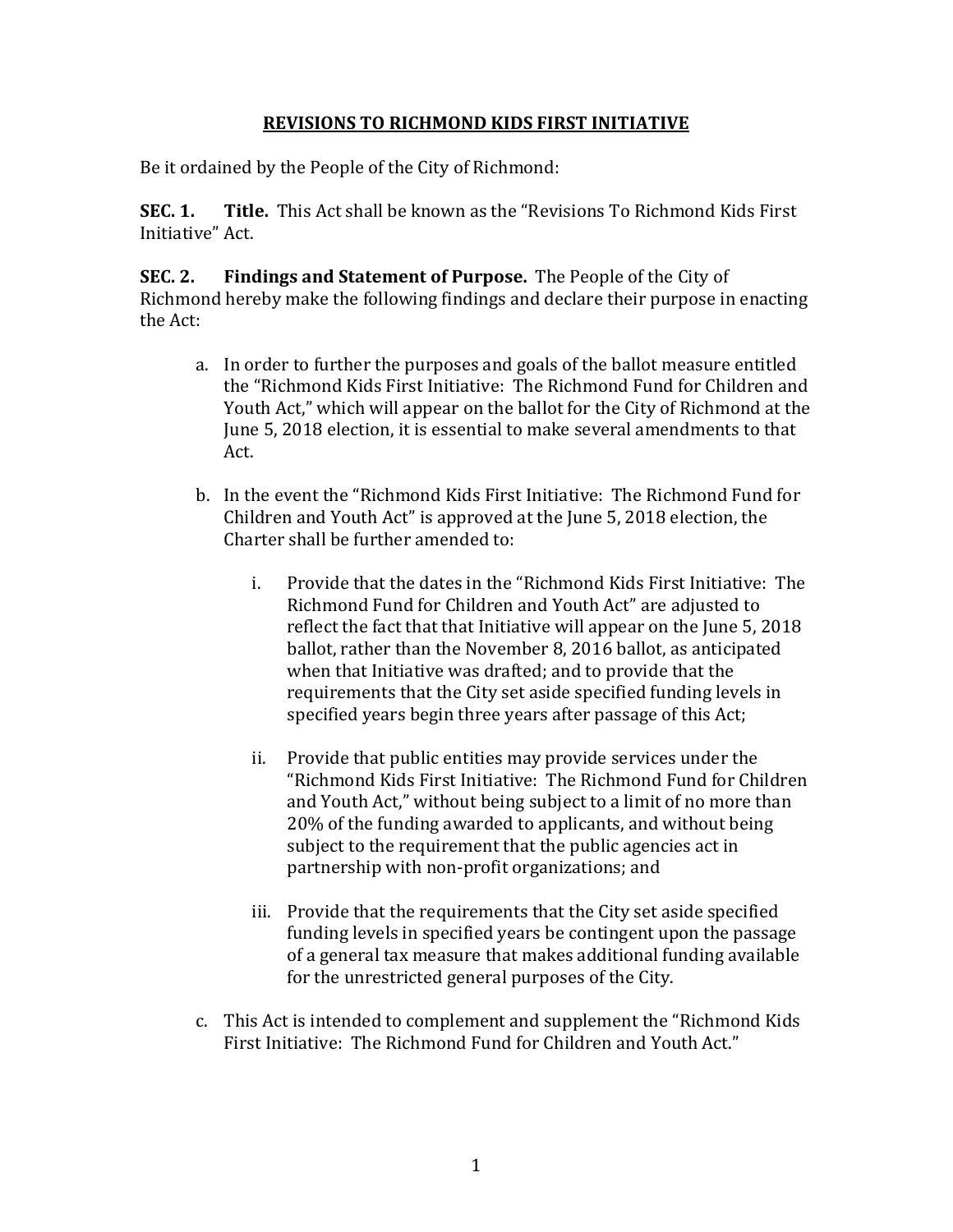# REVISIONS TO RICHMOND KIDS FIRST INITIATIVE

Be it ordained by the People of the City of Richmond:

**SEC. 1. Title.** This Act shall be known as the "Revisions To Richmond Kids First Initiative" Act.

**SEC. 2. Findings and Statement of Purpose.** The People of the City of Richmond hereby make the following findings and declare their purpose in enacting the Act:

a. In order to further the purposes and goals of the ballot measure entitled the "Richmond Kids First Initiative: The Richmond Fund for Children and Youth Act," which will appear on the ballot for the City of Richmond at the June 5, 2018 election, it is essential to make several amendments to that Act.

b. In the event the "Richmond Kids First Initiative: The Richmond Fund for Children and Youth Act" is approved at the June 5, 2018 election, the Charter shall be further amended to:

   i. Provide that the dates in the "Richmond Kids First Initiative: The Richmond Fund for Children and Youth Act" are adjusted to reflect the fact that that Initiative will appear on the June 5, 2018 ballot, rather than the November 8, 2016 ballot, as anticipated when that Initiative was drafted; and to provide that the requirements that the City set aside specified funding levels in specified years begin three years after passage of this Act;

   ii. Provide that public entities may provide services under the "Richmond Kids First Initiative: The Richmond Fund for Children and Youth Act," without being subject to a limit of no more than 20% of the funding awarded to applicants, and without being subject to the requirement that the public agencies act in partnership with non-profit organizations; and

   iii. Provide that the requirements that the City set aside specified funding levels in specified years be contingent upon the passage of a general tax measure that makes additional funding available for the unrestricted general purposes of the City.

c. This Act is intended to complement and supplement the "Richmond Kids First Initiative: The Richmond Fund for Children and Youth Act."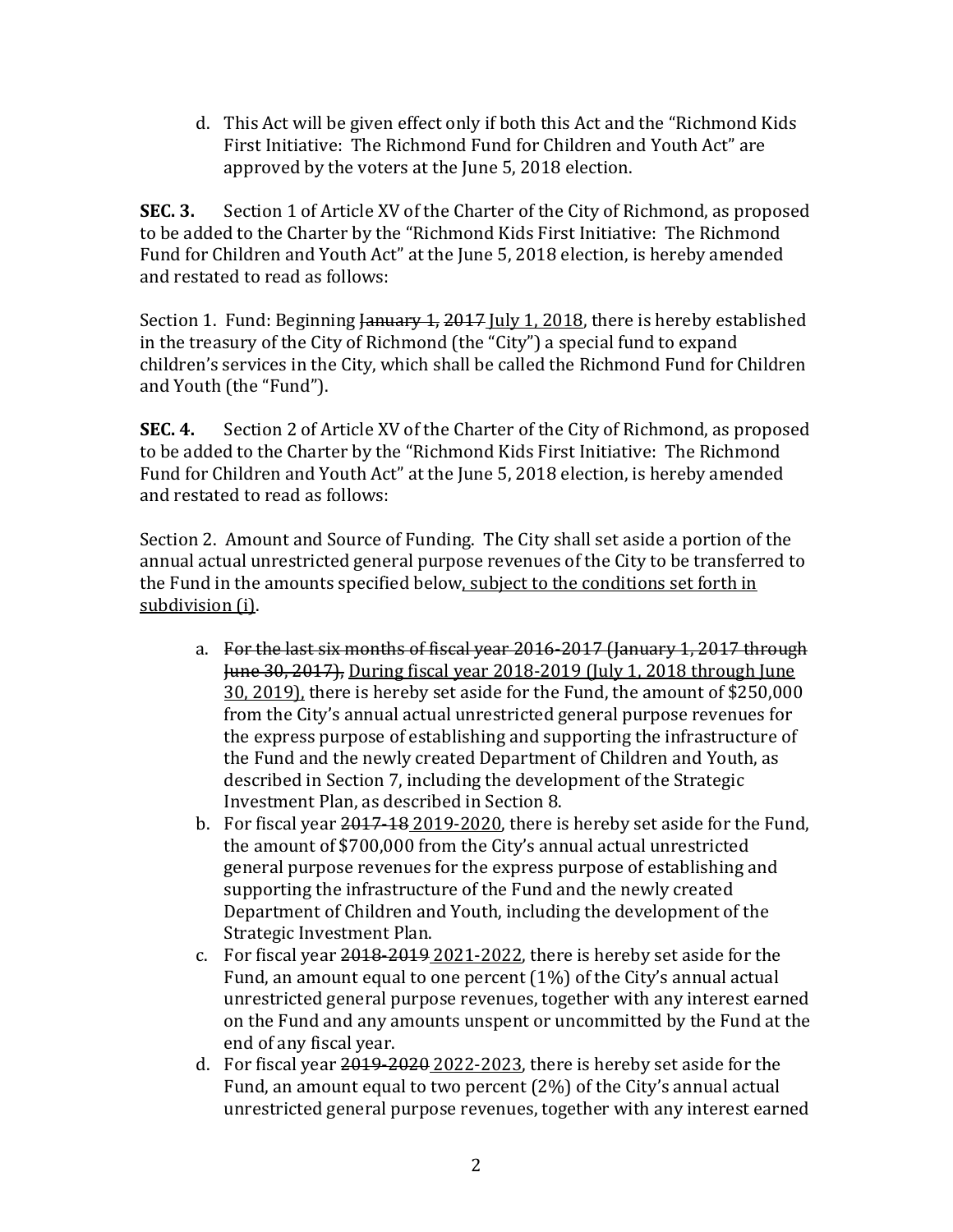d. This Act will be given effect only if both this Act and the "Richmond Kids First Initiative: The Richmond Fund for Children and Youth Act" are approved by the voters at the June 5, 2018 election.

**SEC. 3.** Section 1 of Article XV of the Charter of the City of Richmond, as proposed to be added to the Charter by the "Richmond Kids First Initiative: The Richmond Fund for Children and Youth Act" at the June 5, 2018 election, is hereby amended and restated to read as follows:

Section 1. Fund: Beginning ~~January 1, 2017~~ <u>July 1, 2018</u>, there is hereby established in the treasury of the City of Richmond (the "City") a special fund to expand children's services in the City, which shall be called the Richmond Fund for Children and Youth (the "Fund").

**SEC. 4.** Section 2 of Article XV of the Charter of the City of Richmond, as proposed to be added to the Charter by the "Richmond Kids First Initiative: The Richmond Fund for Children and Youth Act" at the June 5, 2018 election, is hereby amended and restated to read as follows:

Section 2. Amount and Source of Funding. The City shall set aside a portion of the annual actual unrestricted general purpose revenues of the City to be transferred to the Fund in the amounts specified below<u>, subject to the conditions set forth in subdivision (i)</u>.

a. ~~For the last six months of fiscal year 2016-2017 (January 1, 2017 through June 30, 2017),~~ <u>During fiscal year 2018-2019 (July 1, 2018 through June 30, 2019),</u> there is hereby set aside for the Fund, the amount of $250,000 from the City's annual actual unrestricted general purpose revenues for the express purpose of establishing and supporting the infrastructure of the Fund and the newly created Department of Children and Youth, as described in Section 7, including the development of the Strategic Investment Plan, as described in Section 8.

b. For fiscal year ~~2017-18~~ <u>2019-2020</u>, there is hereby set aside for the Fund, the amount of $700,000 from the City's annual actual unrestricted general purpose revenues for the express purpose of establishing and supporting the infrastructure of the Fund and the newly created Department of Children and Youth, including the development of the Strategic Investment Plan.

c. For fiscal year ~~2018-2019~~ <u>2021-2022</u>, there is hereby set aside for the Fund, an amount equal to one percent (1%) of the City's annual actual unrestricted general purpose revenues, together with any interest earned on the Fund and any amounts unspent or uncommitted by the Fund at the end of any fiscal year.

d. For fiscal year ~~2019-2020~~ <u>2022-2023</u>, there is hereby set aside for the Fund, an amount equal to two percent (2%) of the City's annual actual unrestricted general purpose revenues, together with any interest earned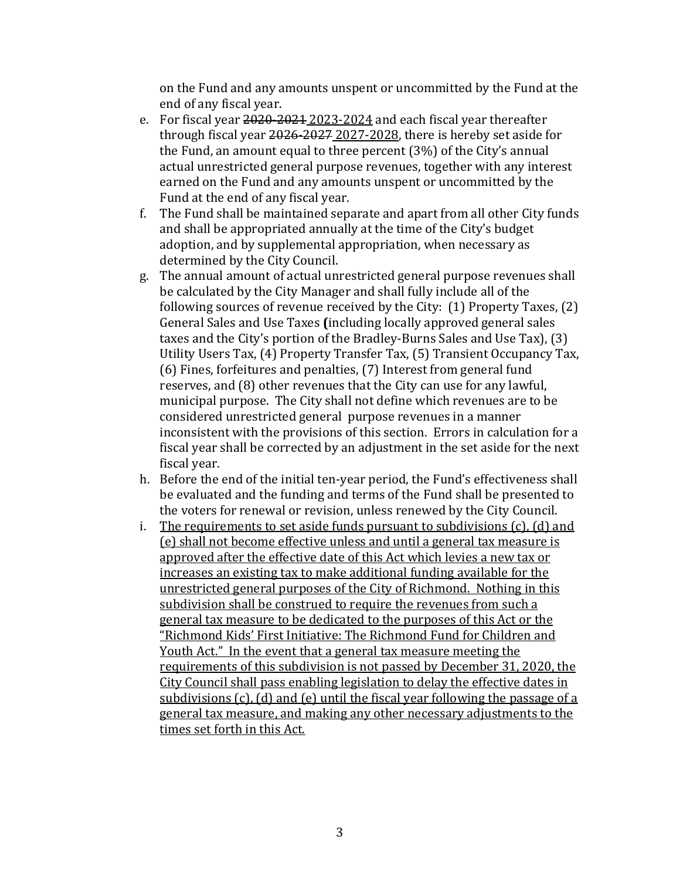on the Fund and any amounts unspent or uncommitted by the Fund at the end of any fiscal year.

e. For fiscal year ~~2020-2021~~ <u>2023-2024</u> and each fiscal year thereafter through fiscal year ~~2026-2027~~ <u>2027-2028</u>, there is hereby set aside for the Fund, an amount equal to three percent (3%) of the City's annual actual unrestricted general purpose revenues, together with any interest earned on the Fund and any amounts unspent or uncommitted by the Fund at the end of any fiscal year.

f. The Fund shall be maintained separate and apart from all other City funds and shall be appropriated annually at the time of the City's budget adoption, and by supplemental appropriation, when necessary as determined by the City Council.

g. The annual amount of actual unrestricted general purpose revenues shall be calculated by the City Manager and shall fully include all of the following sources of revenue received by the City: (1) Property Taxes, (2) General Sales and Use Taxes **(**including locally approved general sales taxes and the City's portion of the Bradley-Burns Sales and Use Tax), (3) Utility Users Tax, (4) Property Transfer Tax, (5) Transient Occupancy Tax, (6) Fines, forfeitures and penalties, (7) Interest from general fund reserves, and (8) other revenues that the City can use for any lawful, municipal purpose. The City shall not define which revenues are to be considered unrestricted general purpose revenues in a manner inconsistent with the provisions of this section. Errors in calculation for a fiscal year shall be corrected by an adjustment in the set aside for the next fiscal year.

h. Before the end of the initial ten-year period, the Fund's effectiveness shall be evaluated and the funding and terms of the Fund shall be presented to the voters for renewal or revision, unless renewed by the City Council.

i. <u>The requirements to set aside funds pursuant to subdivisions (c), (d) and (e) shall not become effective unless and until a general tax measure is approved after the effective date of this Act which levies a new tax or increases an existing tax to make additional funding available for the unrestricted general purposes of the City of Richmond. Nothing in this subdivision shall be construed to require the revenues from such a general tax measure to be dedicated to the purposes of this Act or the "Richmond Kids' First Initiative: The Richmond Fund for Children and Youth Act." In the event that a general tax measure meeting the requirements of this subdivision is not passed by December 31, 2020, the City Council shall pass enabling legislation to delay the effective dates in subdivisions (c), (d) and (e) until the fiscal year following the passage of a general tax measure, and making any other necessary adjustments to the times set forth in this Act.</u>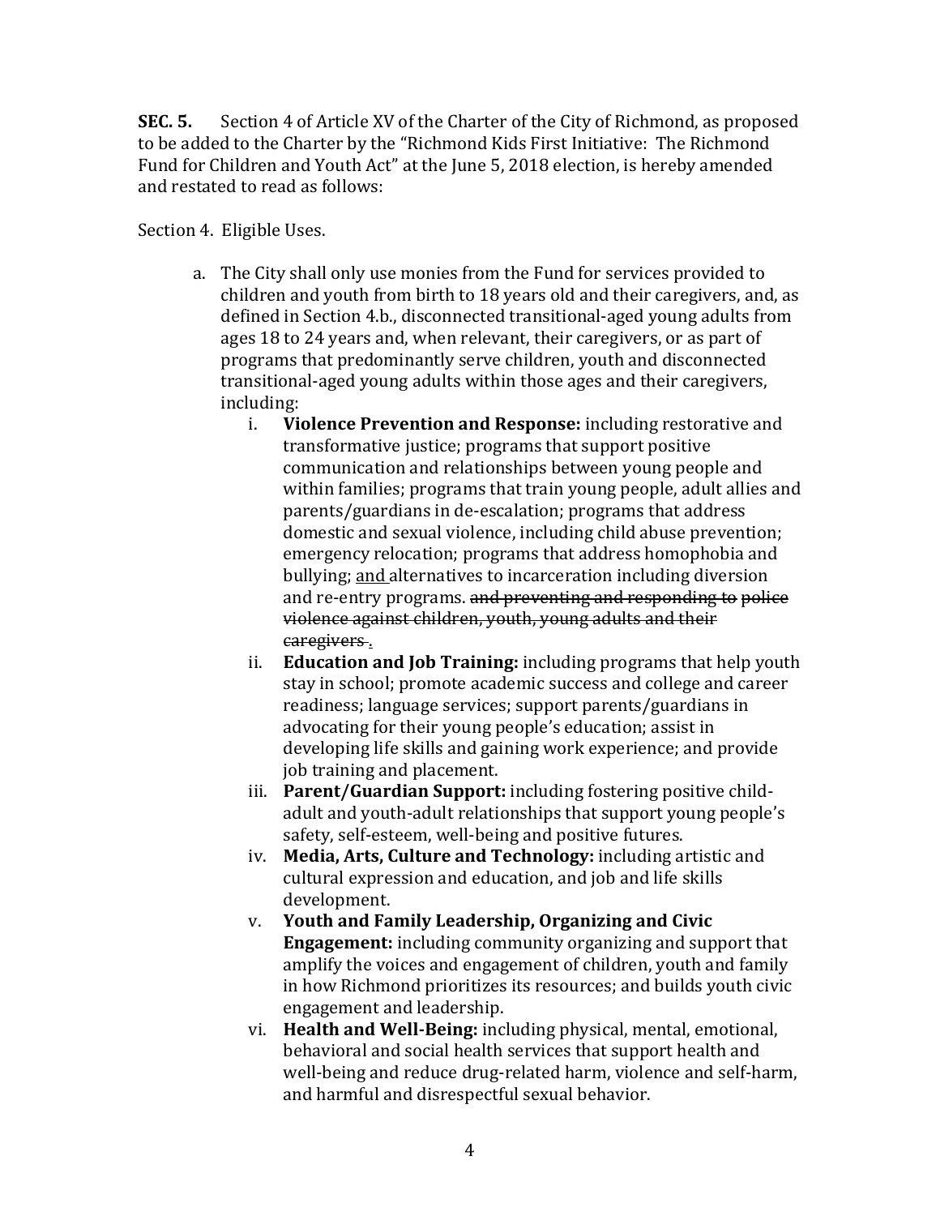**SEC. 5.** Section 4 of Article XV of the Charter of the City of Richmond, as proposed to be added to the Charter by the "Richmond Kids First Initiative: The Richmond Fund for Children and Youth Act" at the June 5, 2018 election, is hereby amended and restated to read as follows:

Section 4. Eligible Uses.

a. The City shall only use monies from the Fund for services provided to children and youth from birth to 18 years old and their caregivers, and, as defined in Section 4.b., disconnected transitional-aged young adults from ages 18 to 24 years and, when relevant, their caregivers, or as part of programs that predominantly serve children, youth and disconnected transitional-aged young adults within those ages and their caregivers, including:

   i. **Violence Prevention and Response:** including restorative and transformative justice; programs that support positive communication and relationships between young people and within families; programs that train young people, adult allies and parents/guardians in de-escalation; programs that address domestic and sexual violence, including child abuse prevention; emergency relocation; programs that address homophobia and bullying; <u>and</u> alternatives to incarceration including diversion and re-entry programs. ~~and preventing and responding to police violence against children, youth, young adults and their caregivers~~ <u>.</u>

   ii. **Education and Job Training:** including programs that help youth stay in school; promote academic success and college and career readiness; language services; support parents/guardians in advocating for their young people's education; assist in developing life skills and gaining work experience; and provide job training and placement.

   iii. **Parent/Guardian Support:** including fostering positive child-adult and youth-adult relationships that support young people's safety, self-esteem, well-being and positive futures.

   iv. **Media, Arts, Culture and Technology:** including artistic and cultural expression and education, and job and life skills development.

   v. **Youth and Family Leadership, Organizing and Civic Engagement:** including community organizing and support that amplify the voices and engagement of children, youth and family in how Richmond prioritizes its resources; and builds youth civic engagement and leadership.

   vi. **Health and Well-Being:** including physical, mental, emotional, behavioral and social health services that support health and well-being and reduce drug-related harm, violence and self-harm, and harmful and disrespectful sexual behavior.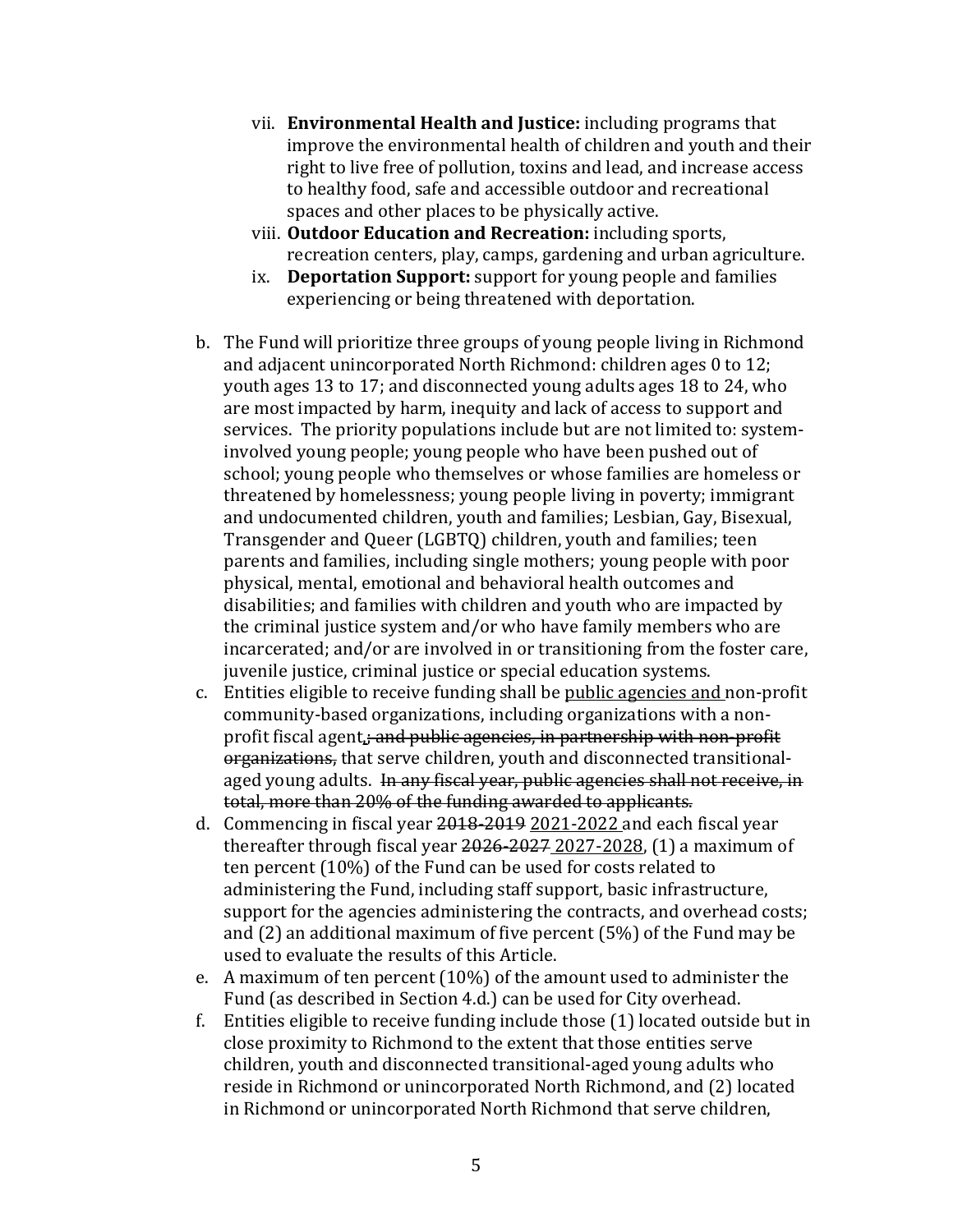vii. **Environmental Health and Justice:** including programs that improve the environmental health of children and youth and their right to live free of pollution, toxins and lead, and increase access to healthy food, safe and accessible outdoor and recreational spaces and other places to be physically active.

viii. **Outdoor Education and Recreation:** including sports, recreation centers, play, camps, gardening and urban agriculture.

ix. **Deportation Support:** support for young people and families experiencing or being threatened with deportation.

b. The Fund will prioritize three groups of young people living in Richmond and adjacent unincorporated North Richmond: children ages 0 to 12; youth ages 13 to 17; and disconnected young adults ages 18 to 24, who are most impacted by harm, inequity and lack of access to support and services. The priority populations include but are not limited to: system-involved young people; young people who have been pushed out of school; young people who themselves or whose families are homeless or threatened by homelessness; young people living in poverty; immigrant and undocumented children, youth and families; Lesbian, Gay, Bisexual, Transgender and Queer (LGBTQ) children, youth and families; teen parents and families, including single mothers; young people with poor physical, mental, emotional and behavioral health outcomes and disabilities; and families with children and youth who are impacted by the criminal justice system and/or who have family members who are incarcerated; and/or are involved in or transitioning from the foster care, juvenile justice, criminal justice or special education systems.

c. Entities eligible to receive funding shall be <u>public agencies and</u> non-profit community-based organizations, including organizations with a non-profit fiscal agent<u>,</u>~~; and public agencies, in partnership with non-profit organizations,~~ that serve children, youth and disconnected transitional-aged young adults. ~~In any fiscal year, public agencies shall not receive, in total, more than 20% of the funding awarded to applicants.~~

d. Commencing in fiscal year ~~2018-2019~~ <u>2021-2022</u> and each fiscal year thereafter through fiscal year ~~2026-2027~~ <u>2027-2028</u>, (1) a maximum of ten percent (10%) of the Fund can be used for costs related to administering the Fund, including staff support, basic infrastructure, support for the agencies administering the contracts, and overhead costs; and (2) an additional maximum of five percent (5%) of the Fund may be used to evaluate the results of this Article.

e. A maximum of ten percent (10%) of the amount used to administer the Fund (as described in Section 4.d.) can be used for City overhead.

f. Entities eligible to receive funding include those (1) located outside but in close proximity to Richmond to the extent that those entities serve children, youth and disconnected transitional-aged young adults who reside in Richmond or unincorporated North Richmond, and (2) located in Richmond or unincorporated North Richmond that serve children,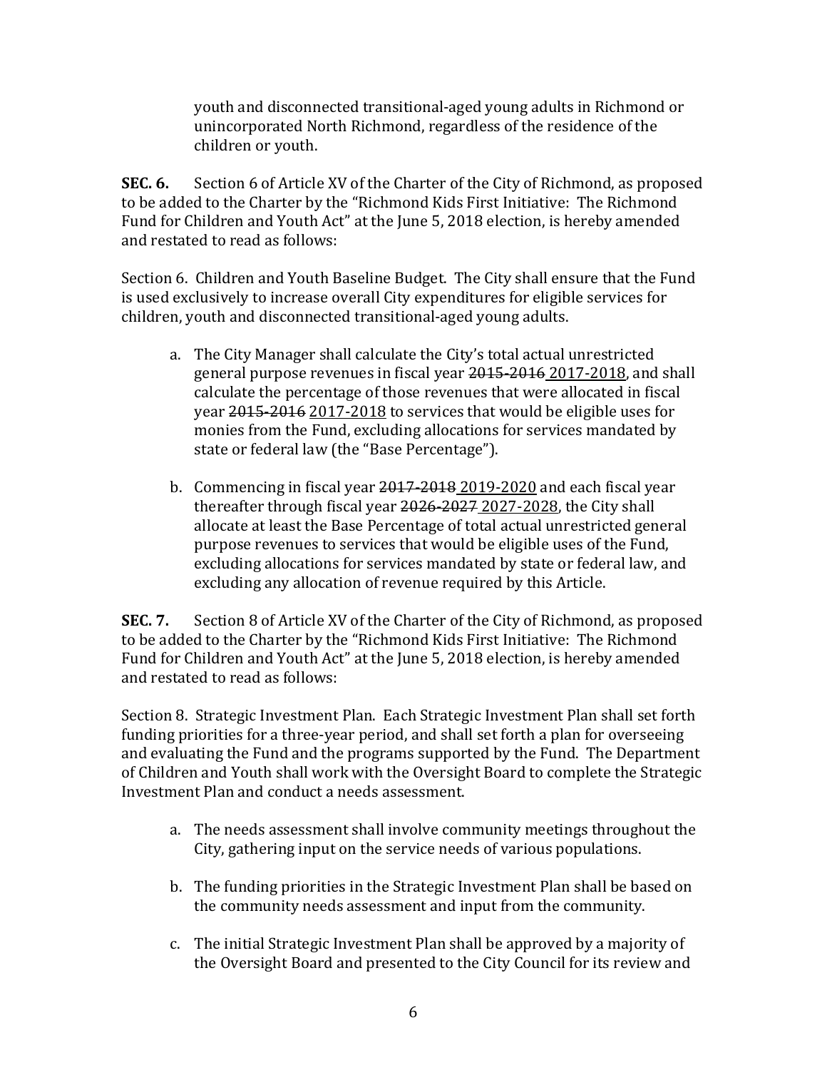youth and disconnected transitional-aged young adults in Richmond or unincorporated North Richmond, regardless of the residence of the children or youth.

**SEC. 6.** Section 6 of Article XV of the Charter of the City of Richmond, as proposed to be added to the Charter by the "Richmond Kids First Initiative: The Richmond Fund for Children and Youth Act" at the June 5, 2018 election, is hereby amended and restated to read as follows:

Section 6. Children and Youth Baseline Budget. The City shall ensure that the Fund is used exclusively to increase overall City expenditures for eligible services for children, youth and disconnected transitional-aged young adults.

a. The City Manager shall calculate the City's total actual unrestricted general purpose revenues in fiscal year ~~2015-2016~~ <u>2017-2018</u>, and shall calculate the percentage of those revenues that were allocated in fiscal year ~~2015-2016~~ <u>2017-2018</u> to services that would be eligible uses for monies from the Fund, excluding allocations for services mandated by state or federal law (the "Base Percentage").

b. Commencing in fiscal year ~~2017-2018~~ <u>2019-2020</u> and each fiscal year thereafter through fiscal year ~~2026-2027~~ <u>2027-2028</u>, the City shall allocate at least the Base Percentage of total actual unrestricted general purpose revenues to services that would be eligible uses of the Fund, excluding allocations for services mandated by state or federal law, and excluding any allocation of revenue required by this Article.

**SEC. 7.** Section 8 of Article XV of the Charter of the City of Richmond, as proposed to be added to the Charter by the "Richmond Kids First Initiative: The Richmond Fund for Children and Youth Act" at the June 5, 2018 election, is hereby amended and restated to read as follows:

Section 8. Strategic Investment Plan. Each Strategic Investment Plan shall set forth funding priorities for a three-year period, and shall set forth a plan for overseeing and evaluating the Fund and the programs supported by the Fund. The Department of Children and Youth shall work with the Oversight Board to complete the Strategic Investment Plan and conduct a needs assessment.

a. The needs assessment shall involve community meetings throughout the City, gathering input on the service needs of various populations.

b. The funding priorities in the Strategic Investment Plan shall be based on the community needs assessment and input from the community.

c. The initial Strategic Investment Plan shall be approved by a majority of the Oversight Board and presented to the City Council for its review and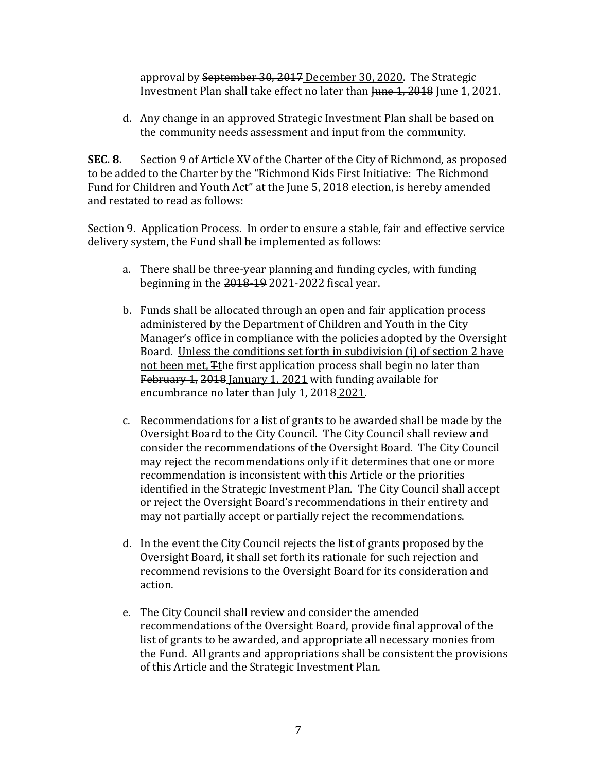approval by ~~September 30, 2017~~ <u>December 30, 2020</u>. The Strategic Investment Plan shall take effect no later than ~~June 1, 2018~~ <u>June 1, 2021</u>.

d. Any change in an approved Strategic Investment Plan shall be based on the community needs assessment and input from the community.

**SEC. 8.** Section 9 of Article XV of the Charter of the City of Richmond, as proposed to be added to the Charter by the "Richmond Kids First Initiative: The Richmond Fund for Children and Youth Act" at the June 5, 2018 election, is hereby amended and restated to read as follows:

Section 9. Application Process. In order to ensure a stable, fair and effective service delivery system, the Fund shall be implemented as follows:

a. There shall be three-year planning and funding cycles, with funding beginning in the ~~2018-19~~ <u>2021-2022</u> fiscal year.

b. Funds shall be allocated through an open and fair application process administered by the Department of Children and Youth in the City Manager's office in compliance with the policies adopted by the Oversight Board. <u>Unless the conditions set forth in subdivision (i) of section 2 have not been met, t</u>~~T~~he first application process shall begin no later than ~~February 1, 2018~~ <u>January 1, 2021</u> with funding available for encumbrance no later than July 1, ~~2018~~ <u>2021</u>.

c. Recommendations for a list of grants to be awarded shall be made by the Oversight Board to the City Council. The City Council shall review and consider the recommendations of the Oversight Board. The City Council may reject the recommendations only if it determines that one or more recommendation is inconsistent with this Article or the priorities identified in the Strategic Investment Plan. The City Council shall accept or reject the Oversight Board's recommendations in their entirety and may not partially accept or partially reject the recommendations.

d. In the event the City Council rejects the list of grants proposed by the Oversight Board, it shall set forth its rationale for such rejection and recommend revisions to the Oversight Board for its consideration and action.

e. The City Council shall review and consider the amended recommendations of the Oversight Board, provide final approval of the list of grants to be awarded, and appropriate all necessary monies from the Fund. All grants and appropriations shall be consistent the provisions of this Article and the Strategic Investment Plan.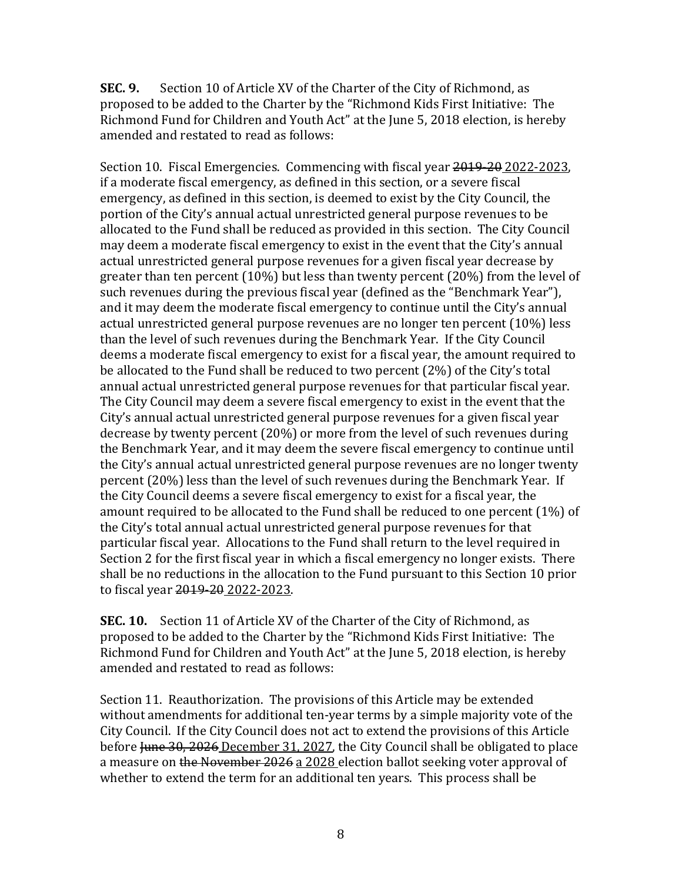**SEC. 9.** Section 10 of Article XV of the Charter of the City of Richmond, as proposed to be added to the Charter by the "Richmond Kids First Initiative: The Richmond Fund for Children and Youth Act" at the June 5, 2018 election, is hereby amended and restated to read as follows:

Section 10. Fiscal Emergencies. Commencing with fiscal year ~~2019-20~~ <u>2022-2023</u>, if a moderate fiscal emergency, as defined in this section, or a severe fiscal emergency, as defined in this section, is deemed to exist by the City Council, the portion of the City's annual actual unrestricted general purpose revenues to be allocated to the Fund shall be reduced as provided in this section. The City Council may deem a moderate fiscal emergency to exist in the event that the City's annual actual unrestricted general purpose revenues for a given fiscal year decrease by greater than ten percent (10%) but less than twenty percent (20%) from the level of such revenues during the previous fiscal year (defined as the "Benchmark Year"), and it may deem the moderate fiscal emergency to continue until the City's annual actual unrestricted general purpose revenues are no longer ten percent (10%) less than the level of such revenues during the Benchmark Year. If the City Council deems a moderate fiscal emergency to exist for a fiscal year, the amount required to be allocated to the Fund shall be reduced to two percent (2%) of the City's total annual actual unrestricted general purpose revenues for that particular fiscal year. The City Council may deem a severe fiscal emergency to exist in the event that the City's annual actual unrestricted general purpose revenues for a given fiscal year decrease by twenty percent (20%) or more from the level of such revenues during the Benchmark Year, and it may deem the severe fiscal emergency to continue until the City's annual actual unrestricted general purpose revenues are no longer twenty percent (20%) less than the level of such revenues during the Benchmark Year. If the City Council deems a severe fiscal emergency to exist for a fiscal year, the amount required to be allocated to the Fund shall be reduced to one percent (1%) of the City's total annual actual unrestricted general purpose revenues for that particular fiscal year. Allocations to the Fund shall return to the level required in Section 2 for the first fiscal year in which a fiscal emergency no longer exists. There shall be no reductions in the allocation to the Fund pursuant to this Section 10 prior to fiscal year ~~2019-20~~ <u>2022-2023</u>.

**SEC. 10.** Section 11 of Article XV of the Charter of the City of Richmond, as proposed to be added to the Charter by the "Richmond Kids First Initiative: The Richmond Fund for Children and Youth Act" at the June 5, 2018 election, is hereby amended and restated to read as follows:

Section 11. Reauthorization. The provisions of this Article may be extended without amendments for additional ten-year terms by a simple majority vote of the City Council. If the City Council does not act to extend the provisions of this Article before ~~June 30, 2026~~ <u>December 31, 2027</u>, the City Council shall be obligated to place a measure on ~~the November 2026~~ <u>a 2028</u> election ballot seeking voter approval of whether to extend the term for an additional ten years. This process shall be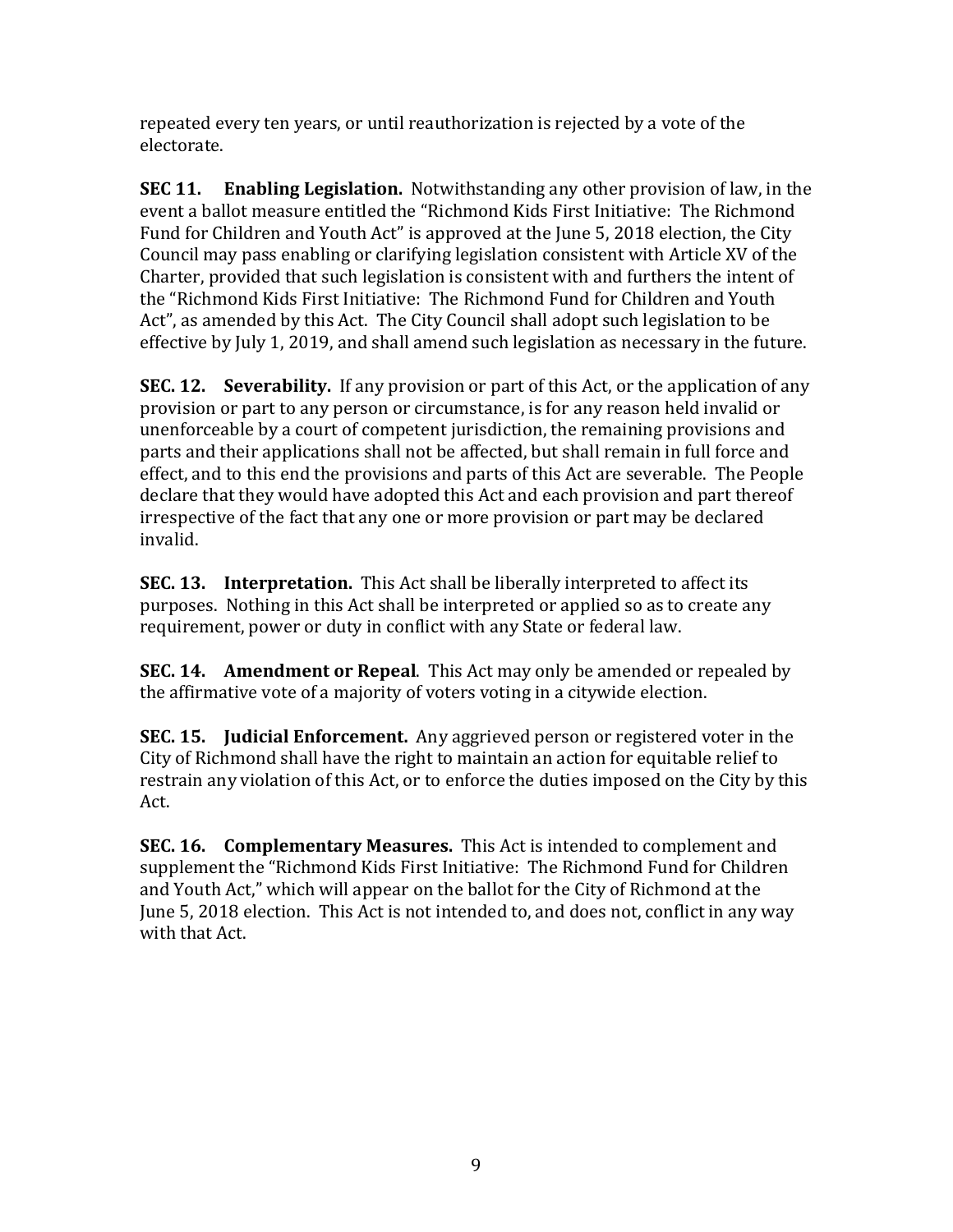repeated every ten years, or until reauthorization is rejected by a vote of the electorate.

**SEC 11. Enabling Legislation.** Notwithstanding any other provision of law, in the event a ballot measure entitled the "Richmond Kids First Initiative: The Richmond Fund for Children and Youth Act" is approved at the June 5, 2018 election, the City Council may pass enabling or clarifying legislation consistent with Article XV of the Charter, provided that such legislation is consistent with and furthers the intent of the "Richmond Kids First Initiative: The Richmond Fund for Children and Youth Act", as amended by this Act. The City Council shall adopt such legislation to be effective by July 1, 2019, and shall amend such legislation as necessary in the future.

**SEC. 12. Severability.** If any provision or part of this Act, or the application of any provision or part to any person or circumstance, is for any reason held invalid or unenforceable by a court of competent jurisdiction, the remaining provisions and parts and their applications shall not be affected, but shall remain in full force and effect, and to this end the provisions and parts of this Act are severable. The People declare that they would have adopted this Act and each provision and part thereof irrespective of the fact that any one or more provision or part may be declared invalid.

**SEC. 13. Interpretation.** This Act shall be liberally interpreted to affect its purposes. Nothing in this Act shall be interpreted or applied so as to create any requirement, power or duty in conflict with any State or federal law.

**SEC. 14. Amendment or Repeal**. This Act may only be amended or repealed by the affirmative vote of a majority of voters voting in a citywide election.

**SEC. 15. Judicial Enforcement.** Any aggrieved person or registered voter in the City of Richmond shall have the right to maintain an action for equitable relief to restrain any violation of this Act, or to enforce the duties imposed on the City by this Act.

**SEC. 16. Complementary Measures.** This Act is intended to complement and supplement the "Richmond Kids First Initiative: The Richmond Fund for Children and Youth Act," which will appear on the ballot for the City of Richmond at the June 5, 2018 election. This Act is not intended to, and does not, conflict in any way with that Act.